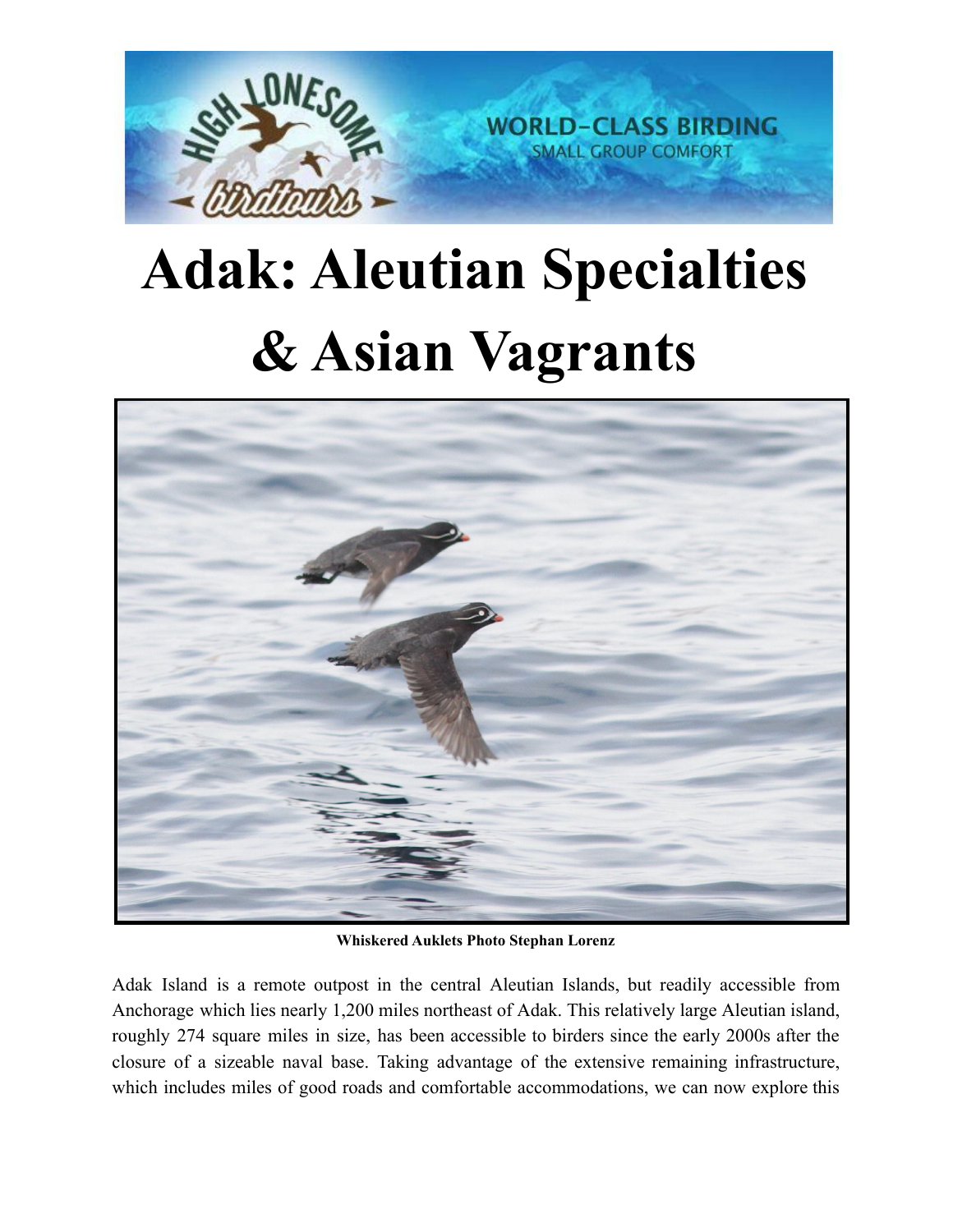# Adak: Aleutian Specialties & Asian Vagrants

**Whiskered Auklets Photo Stephan Lorenz**

Adak Island is a remote outpost in the central Aleutian Islands, but readily accessible from Anchorage which lies nearly 1,200 miles northeast of Adak. This relatively large Aleutian island, roughly 274 square miles in size, has been accessible to birders since the early 2000s after the closure of a sizeable naval base. Taking advantage of the extensive remaining infrastructure, which includes miles of good roads and comfortable accommodations, we can now explore this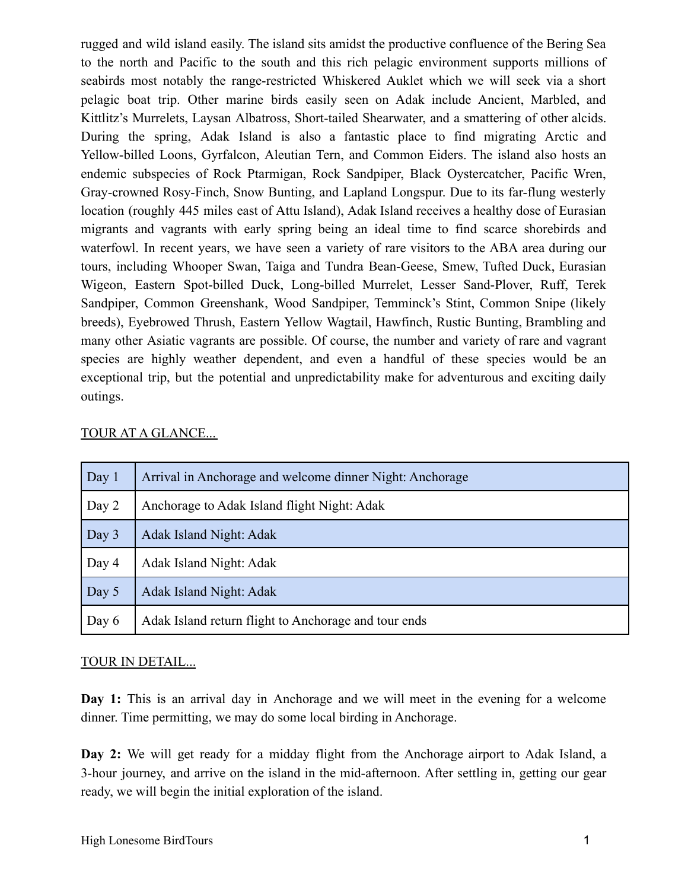rugged and wild island easily. The island sits amidst the productive confluence of the Bering Sea to the north and Pacific to the south and this rich pelagic environment supports millions of seabirds most notably the range-restricted Whiskered Auklet which we will seek via a short pelagic boat trip. Other marine birds easily seen on Adak include Ancient, Marbled, and Kittlitz's Murrelets, Laysan Albatross, Short-tailed Shearwater, and a smattering of other alcids. During the spring, Adak Island is also a fantastic place to find migrating Arctic and Yellow-billed Loons, Gyrfalcon, Aleutian Tern, and Common Eiders. The island also hosts an endemic subspecies of Rock Ptarmigan, Rock Sandpiper, Black Oystercatcher, Pacific Wren, Gray-crowned Rosy-Finch, Snow Bunting, and Lapland Longspur. Due to its far-flung westerly location (roughly 445 miles east of Attu Island), Adak Island receives a healthy dose of Eurasian migrants and vagrants with early spring being an ideal time to find scarce shorebirds and waterfowl. In recent years, we have seen a variety of rare visitors to the ABA area during our tours, including Whooper Swan, Taiga and Tundra Bean-Geese, Smew, Tufted Duck, Eurasian Wigeon, Eastern Spot-billed Duck, Long-billed Murrelet, Lesser Sand-Plover, Ruff, Terek Sandpiper, Common Greenshank, Wood Sandpiper, Temminck's Stint, Common Snipe (likely breeds), Eyebrowed Thrush, Eastern Yellow Wagtail, Hawfinch, Rustic Bunting, Brambling and many other Asiatic vagrants are possible. Of course, the number and variety of rare and vagrant species are highly weather dependent, and even a handful of these species would be an exceptional trip, but the potential and unpredictability make for adventurous and exciting daily outings.

TOUR AT A GLANCE...

| | |
|---|---|
| Day 1 | Arrival in Anchorage and welcome dinner Night: Anchorage |
| Day 2 | Anchorage to Adak Island flight Night: Adak |
| Day 3 | Adak Island Night: Adak |
| Day 4 | Adak Island Night: Adak |
| Day 5 | Adak Island Night: Adak |
| Day 6 | Adak Island return flight to Anchorage and tour ends |

TOUR IN DETAIL...

**Day 1:** This is an arrival day in Anchorage and we will meet in the evening for a welcome dinner. Time permitting, we may do some local birding in Anchorage.

**Day 2:** We will get ready for a midday flight from the Anchorage airport to Adak Island, a 3-hour journey, and arrive on the island in the mid-afternoon. After settling in, getting our gear ready, we will begin the initial exploration of the island.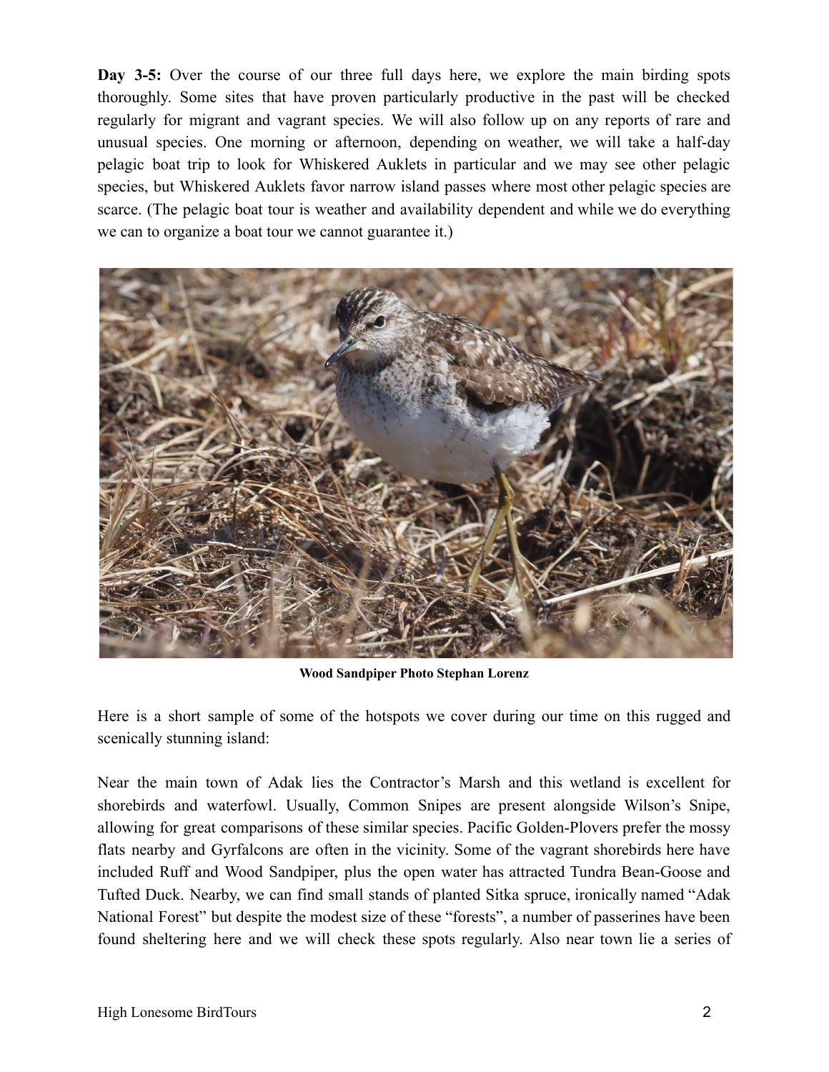**Day 3-5:** Over the course of our three full days here, we explore the main birding spots thoroughly. Some sites that have proven particularly productive in the past will be checked regularly for migrant and vagrant species. We will also follow up on any reports of rare and unusual species. One morning or afternoon, depending on weather, we will take a half-day pelagic boat trip to look for Whiskered Auklets in particular and we may see other pelagic species, but Whiskered Auklets favor narrow island passes where most other pelagic species are scarce. (The pelagic boat tour is weather and availability dependent and while we do everything we can to organize a boat tour we cannot guarantee it.)

**Wood Sandpiper Photo Stephan Lorenz**

Here is a short sample of some of the hotspots we cover during our time on this rugged and scenically stunning island:

Near the main town of Adak lies the Contractor's Marsh and this wetland is excellent for shorebirds and waterfowl. Usually, Common Snipes are present alongside Wilson's Snipe, allowing for great comparisons of these similar species. Pacific Golden-Plovers prefer the mossy flats nearby and Gyrfalcons are often in the vicinity. Some of the vagrant shorebirds here have included Ruff and Wood Sandpiper, plus the open water has attracted Tundra Bean-Goose and Tufted Duck. Nearby, we can find small stands of planted Sitka spruce, ironically named "Adak National Forest" but despite the modest size of these "forests", a number of passerines have been found sheltering here and we will check these spots regularly. Also near town lie a series of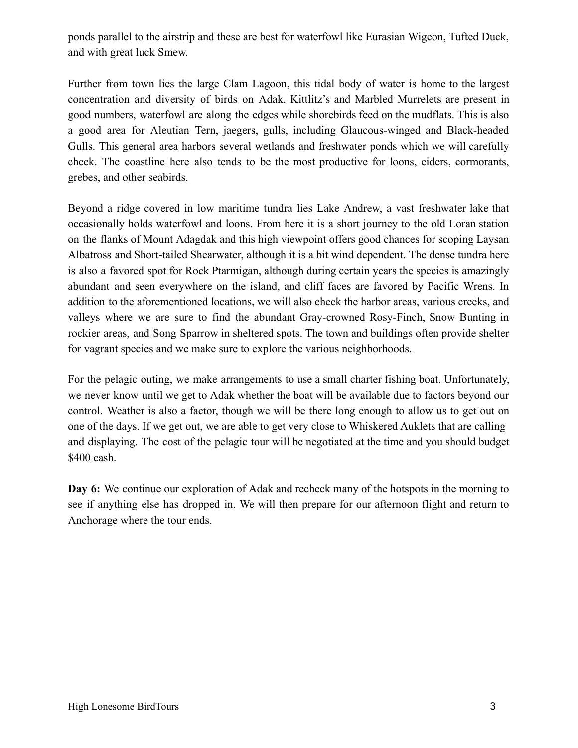ponds parallel to the airstrip and these are best for waterfowl like Eurasian Wigeon, Tufted Duck, and with great luck Smew.

Further from town lies the large Clam Lagoon, this tidal body of water is home to the largest concentration and diversity of birds on Adak. Kittlitz's and Marbled Murrelets are present in good numbers, waterfowl are along the edges while shorebirds feed on the mudflats. This is also a good area for Aleutian Tern, jaegers, gulls, including Glaucous-winged and Black-headed Gulls. This general area harbors several wetlands and freshwater ponds which we will carefully check. The coastline here also tends to be the most productive for loons, eiders, cormorants, grebes, and other seabirds.

Beyond a ridge covered in low maritime tundra lies Lake Andrew, a vast freshwater lake that occasionally holds waterfowl and loons. From here it is a short journey to the old Loran station on the flanks of Mount Adagdak and this high viewpoint offers good chances for scoping Laysan Albatross and Short-tailed Shearwater, although it is a bit wind dependent. The dense tundra here is also a favored spot for Rock Ptarmigan, although during certain years the species is amazingly abundant and seen everywhere on the island, and cliff faces are favored by Pacific Wrens. In addition to the aforementioned locations, we will also check the harbor areas, various creeks, and valleys where we are sure to find the abundant Gray-crowned Rosy-Finch, Snow Bunting in rockier areas, and Song Sparrow in sheltered spots. The town and buildings often provide shelter for vagrant species and we make sure to explore the various neighborhoods.

For the pelagic outing, we make arrangements to use a small charter fishing boat. Unfortunately, we never know until we get to Adak whether the boat will be available due to factors beyond our control. Weather is also a factor, though we will be there long enough to allow us to get out on one of the days. If we get out, we are able to get very close to Whiskered Auklets that are calling and displaying. The cost of the pelagic tour will be negotiated at the time and you should budget $400 cash.

**Day 6:** We continue our exploration of Adak and recheck many of the hotspots in the morning to see if anything else has dropped in. We will then prepare for our afternoon flight and return to Anchorage where the tour ends.